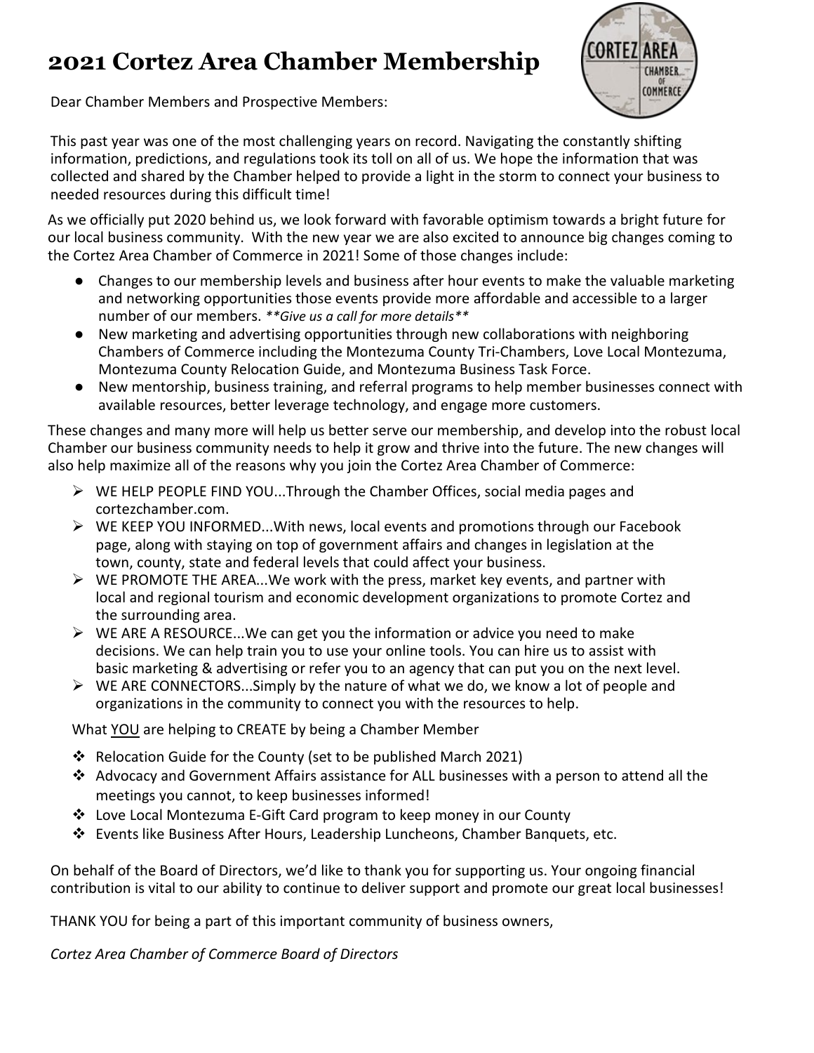# 2021 Cortez Area Chamber Membership

Dear Chamber Members and Prospective Members:

This past year was one of the most challenging years on record. Navigating the constantly shifting information, predictions, and regulations took its toll on all of us. We hope the information that was collected and shared by the Chamber helped to provide a light in the storm to connect your business to needed resources during this difficult time!

As we officially put 2020 behind us, we look forward with favorable optimism towards a bright future for our local business community. With the new year we are also excited to announce big changes coming to the Cortez Area Chamber of Commerce in 2021! Some of those changes include:

- Changes to our membership levels and business after hour events to make the valuable marketing and networking opportunities those events provide more affordable and accessible to a larger number of our members. ***Give us a call for more details***
- New marketing and advertising opportunities through new collaborations with neighboring Chambers of Commerce including the Montezuma County Tri-Chambers, Love Local Montezuma, Montezuma County Relocation Guide, and Montezuma Business Task Force.
- New mentorship, business training, and referral programs to help member businesses connect with available resources, better leverage technology, and engage more customers.

These changes and many more will help us better serve our membership, and develop into the robust local Chamber our business community needs to help it grow and thrive into the future. The new changes will also help maximize all of the reasons why you join the Cortez Area Chamber of Commerce:

- WE HELP PEOPLE FIND YOU...Through the Chamber Offices, social media pages and cortezchamber.com.
- WE KEEP YOU INFORMED...With news, local events and promotions through our Facebook page, along with staying on top of government affairs and changes in legislation at the town, county, state and federal levels that could affect your business.
- WE PROMOTE THE AREA...We work with the press, market key events, and partner with local and regional tourism and economic development organizations to promote Cortez and the surrounding area.
- WE ARE A RESOURCE...We can get you the information or advice you need to make decisions. We can help train you to use your online tools. You can hire us to assist with basic marketing & advertising or refer you to an agency that can put you on the next level.
- WE ARE CONNECTORS...Simply by the nature of what we do, we know a lot of people and organizations in the community to connect you with the resources to help.

What <u>YOU</u> are helping to CREATE by being a Chamber Member

- Relocation Guide for the County (set to be published March 2021)
- Advocacy and Government Affairs assistance for ALL businesses with a person to attend all the meetings you cannot, to keep businesses informed!
- Love Local Montezuma E-Gift Card program to keep money in our County
- Events like Business After Hours, Leadership Luncheons, Chamber Banquets, etc.

On behalf of the Board of Directors, we'd like to thank you for supporting us. Your ongoing financial contribution is vital to our ability to continue to deliver support and promote our great local businesses!

THANK YOU for being a part of this important community of business owners,

*Cortez Area Chamber of Commerce Board of Directors*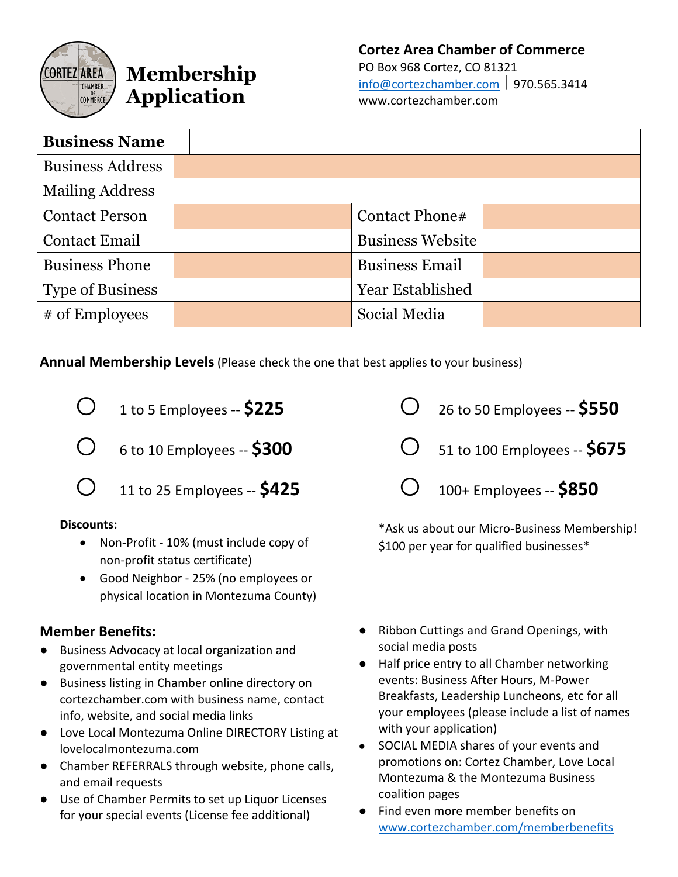# Membership Application

**Cortez Area Chamber of Commerce**
PO Box 968 Cortez, CO 81321
info@cortezchamber.com | 970.565.3414
www.cortezchamber.com

| **Business Name** | | | |
|---|---|---|---|
| Business Address | | | |
| Mailing Address | | | |
| Contact Person | | Contact Phone# | |
| Contact Email | | Business Website | |
| Business Phone | | Business Email | |
| Type of Business | | Year Established | |
| # of Employees | | Social Media | |

**Annual Membership Levels** (Please check the one that best applies to your business)

- ○ 1 to 5 Employees -- **$225**
- ○ 6 to 10 Employees -- **$300**
- ○ 11 to 25 Employees -- **$425**
- ○ 26 to 50 Employees -- **$550**
- ○ 51 to 100 Employees -- **$675**
- ○ 100+ Employees -- **$850**

**Discounts:**

- Non-Profit - 10% (must include copy of non-profit status certificate)
- Good Neighbor - 25% (no employees or physical location in Montezuma County)

*Ask us about our Micro-Business Membership! $100 per year for qualified businesses*

## Member Benefits:

- Business Advocacy at local organization and governmental entity meetings
- Business listing in Chamber online directory on cortezchamber.com with business name, contact info, website, and social media links
- Love Local Montezuma Online DIRECTORY Listing at lovelocalmontezuma.com
- Chamber REFERRALS through website, phone calls, and email requests
- Use of Chamber Permits to set up Liquor Licenses for your special events (License fee additional)
- Ribbon Cuttings and Grand Openings, with social media posts
- Half price entry to all Chamber networking events: Business After Hours, M-Power Breakfasts, Leadership Luncheons, etc for all your employees (please include a list of names with your application)
- SOCIAL MEDIA shares of your events and promotions on: Cortez Chamber, Love Local Montezuma & the Montezuma Business coalition pages
- Find even more member benefits on www.cortezchamber.com/memberbenefits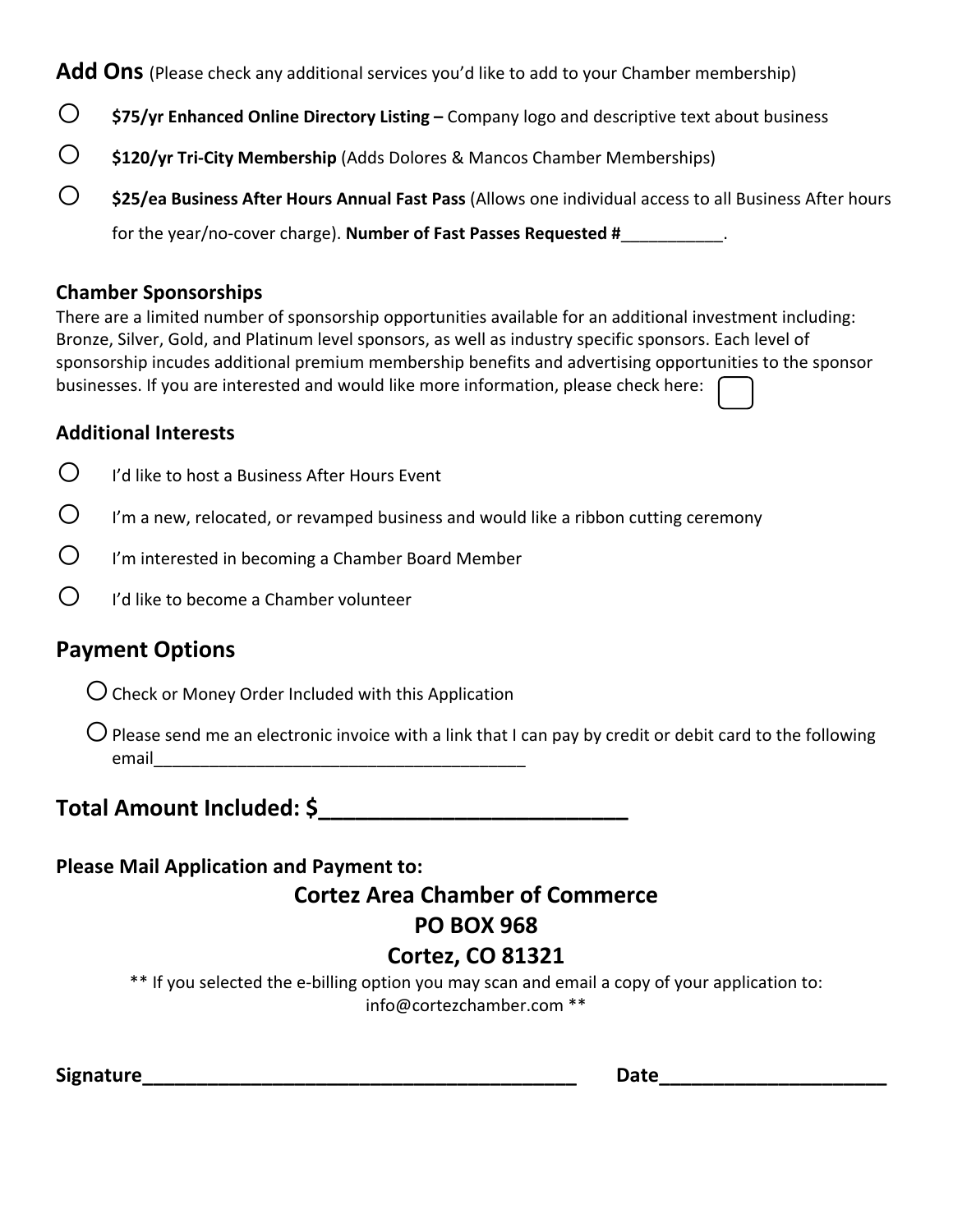## Add Ons (Please check any additional services you'd like to add to your Chamber membership)

- ○ **$75/yr Enhanced Online Directory Listing –** Company logo and descriptive text about business
- ○ **$120/yr Tri-City Membership** (Adds Dolores & Mancos Chamber Memberships)
- ○ **$25/ea Business After Hours Annual Fast Pass** (Allows one individual access to all Business After hours for the year/no-cover charge). **Number of Fast Passes Requested #**___________.

### Chamber Sponsorships

There are a limited number of sponsorship opportunities available for an additional investment including: Bronze, Silver, Gold, and Platinum level sponsors, as well as industry specific sponsors. Each level of sponsorship incudes additional premium membership benefits and advertising opportunities to the sponsor businesses. If you are interested and would like more information, please check here: ☐

### Additional Interests

- ○ I'd like to host a Business After Hours Event
- ○ I'm a new, relocated, or revamped business and would like a ribbon cutting ceremony
- ○ I'm interested in becoming a Chamber Board Member
- ○ I'd like to become a Chamber volunteer

## Payment Options

- ○ Check or Money Order Included with this Application
- ○ Please send me an electronic invoice with a link that I can pay by credit or debit card to the following email________________________________________

## Total Amount Included: $_________________________

**Please Mail Application and Payment to:**

**Cortez Area Chamber of Commerce**
**PO BOX 968**
**Cortez, CO 81321**

** If you selected the e-billing option you may scan and email a copy of your application to: info@cortezchamber.com **

**Signature**___________________________________________ **Date**_____________________